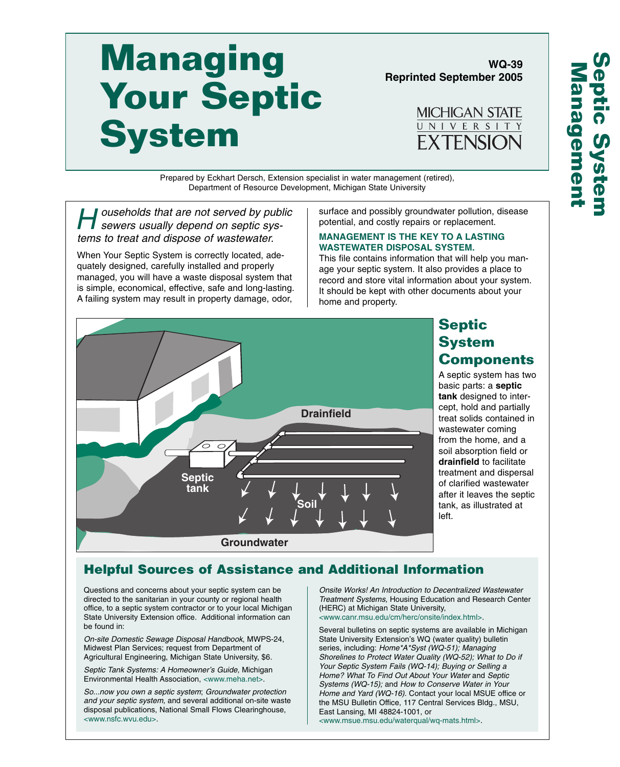# Managing Your Septic System

**WQ-39**
**Reprinted September 2005**

MICHIGAN STATE UNIVERSITY EXTENSION

Septic System Management

Prepared by Eckhart Dersch, Extension specialist in water management (retired), Department of Resource Development, Michigan State University

*Households that are not served by public sewers usually depend on septic systems to treat and dispose of wastewater.*

When Your Septic System is correctly located, adequately designed, carefully installed and properly managed, you will have a waste disposal system that is simple, economical, effective, safe and long-lasting. A failing system may result in property damage, odor, surface and possibly groundwater pollution, disease potential, and costly repairs or replacement.

**MANAGEMENT IS THE KEY TO A LASTING WASTEWATER DISPOSAL SYSTEM.**

This file contains information that will help you manage your septic system. It also provides a place to record and store vital information about your system. It should be kept with other documents about your home and property.

Drainfield

Septic tank

Soil

Groundwater

## Septic System Components

A septic system has two basic parts: a **septic tank** designed to intercept, hold and partially treat solids contained in wastewater coming from the home, and a soil absorption field or **drainfield** to facilitate treatment and dispersal of clarified wastewater after it leaves the septic tank, as illustrated at left.

## Helpful Sources of Assistance and Additional Information

Questions and concerns about your septic system can be directed to the sanitarian in your county or regional health office, to a septic system contractor or to your local Michigan State University Extension office. Additional information can be found in:

*On-site Domestic Sewage Disposal Handbook*, MWPS-24, Midwest Plan Services; request from Department of Agricultural Engineering, Michigan State University, $6.

*Septic Tank Systems: A Homeowner's Guide,* Michigan Environmental Health Association, <www.meha.net>.

*So...now you own a septic system*; *Groundwater protection and your septic system,* and several additional on-site waste disposal publications, National Small Flows Clearinghouse, <www.nsfc.wvu.edu>.

*Onsite Works! An Introduction to Decentralized Wastewater Treatment Systems,* Housing Education and Research Center (HERC) at Michigan State University, <www.canr.msu.edu/cm/herc/onsite/index.html>.

Several bulletins on septic systems are available in Michigan State University Extension's WQ (water quality) bulletin series, including: *Home*A*Syst (WQ-51); Managing Shorelines to Protect Water Quality (WQ-52); What to Do if Your Septic System Fails (WQ-14); Buying or Selling a Home? What To Find Out About Your Water* and *Septic Systems (WQ-15);* and *How to Conserve Water in Your Home and Yard (WQ-16).* Contact your local MSUE office or the MSU Bulletin Office, 117 Central Services Bldg., MSU, East Lansing, MI 48824-1001, or <www.msue.msu.edu/waterqual/wq-mats.html>.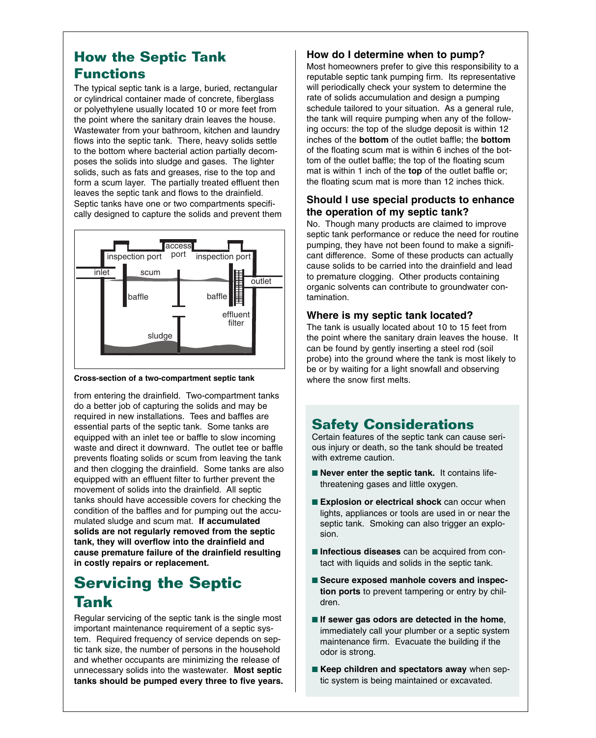## How the Septic Tank Functions

The typical septic tank is a large, buried, rectangular or cylindrical container made of concrete, fiberglass or polyethylene usually located 10 or more feet from the point where the sanitary drain leaves the house. Wastewater from your bathroom, kitchen and laundry flows into the septic tank. There, heavy solids settle to the bottom where bacterial action partially decomposes the solids into sludge and gases. The lighter solids, such as fats and greases, rise to the top and form a scum layer. The partially treated effluent then leaves the septic tank and flows to the drainfield. Septic tanks have one or two compartments specifically designed to capture the solids and prevent them from entering the drainfield. Two-compartment tanks do a better job of capturing the solids and may be required in new installations. Tees and baffles are essential parts of the septic tank. Some tanks are equipped with an inlet tee or baffle to slow incoming waste and direct it downward. The outlet tee or baffle prevents floating solids or scum from leaving the tank and then clogging the drainfield. Some tanks are also equipped with an effluent filter to further prevent the movement of solids into the drainfield. All septic tanks should have accessible covers for checking the condition of the baffles and for pumping out the accumulated sludge and scum mat. **If accumulated solids are not regularly removed from the septic tank, they will overflow into the drainfield and cause premature failure of the drainfield resulting in costly repairs or replacement.**

**Cross-section of a two-compartment septic tank**

## Servicing the Septic Tank

Regular servicing of the septic tank is the single most important maintenance requirement of a septic system. Required frequency of service depends on septic tank size, the number of persons in the household and whether occupants are minimizing the release of unnecessary solids into the wastewater. **Most septic tanks should be pumped every three to five years.**

### How do I determine when to pump?

Most homeowners prefer to give this responsibility to a reputable septic tank pumping firm. Its representative will periodically check your system to determine the rate of solids accumulation and design a pumping schedule tailored to your situation. As a general rule, the tank will require pumping when any of the following occurs: the top of the sludge deposit is within 12 inches of the **bottom** of the outlet baffle; the **bottom** of the floating scum mat is within 6 inches of the bottom of the outlet baffle; the top of the floating scum mat is within 1 inch of the **top** of the outlet baffle or; the floating scum mat is more than 12 inches thick.

### Should I use special products to enhance the operation of my septic tank?

No. Though many products are claimed to improve septic tank performance or reduce the need for routine pumping, they have not been found to make a significant difference. Some of these products can actually cause solids to be carried into the drainfield and lead to premature clogging. Other products containing organic solvents can contribute to groundwater contamination.

### Where is my septic tank located?

The tank is usually located about 10 to 15 feet from the point where the sanitary drain leaves the house. It can be found by gently inserting a steel rod (soil probe) into the ground where the tank is most likely to be or by waiting for a light snowfall and observing where the snow first melts.

## Safety Considerations

Certain features of the septic tank can cause serious injury or death, so the tank should be treated with extreme caution.

- **Never enter the septic tank.** It contains life-threatening gases and little oxygen.
- **Explosion or electrical shock** can occur when lights, appliances or tools are used in or near the septic tank. Smoking can also trigger an explosion.
- **Infectious diseases** can be acquired from contact with liquids and solids in the septic tank.
- **Secure exposed manhole covers and inspection ports** to prevent tampering or entry by children.
- **If sewer gas odors are detected in the home**, immediately call your plumber or a septic system maintenance firm. Evacuate the building if the odor is strong.
- **Keep children and spectators away** when septic system is being maintained or excavated.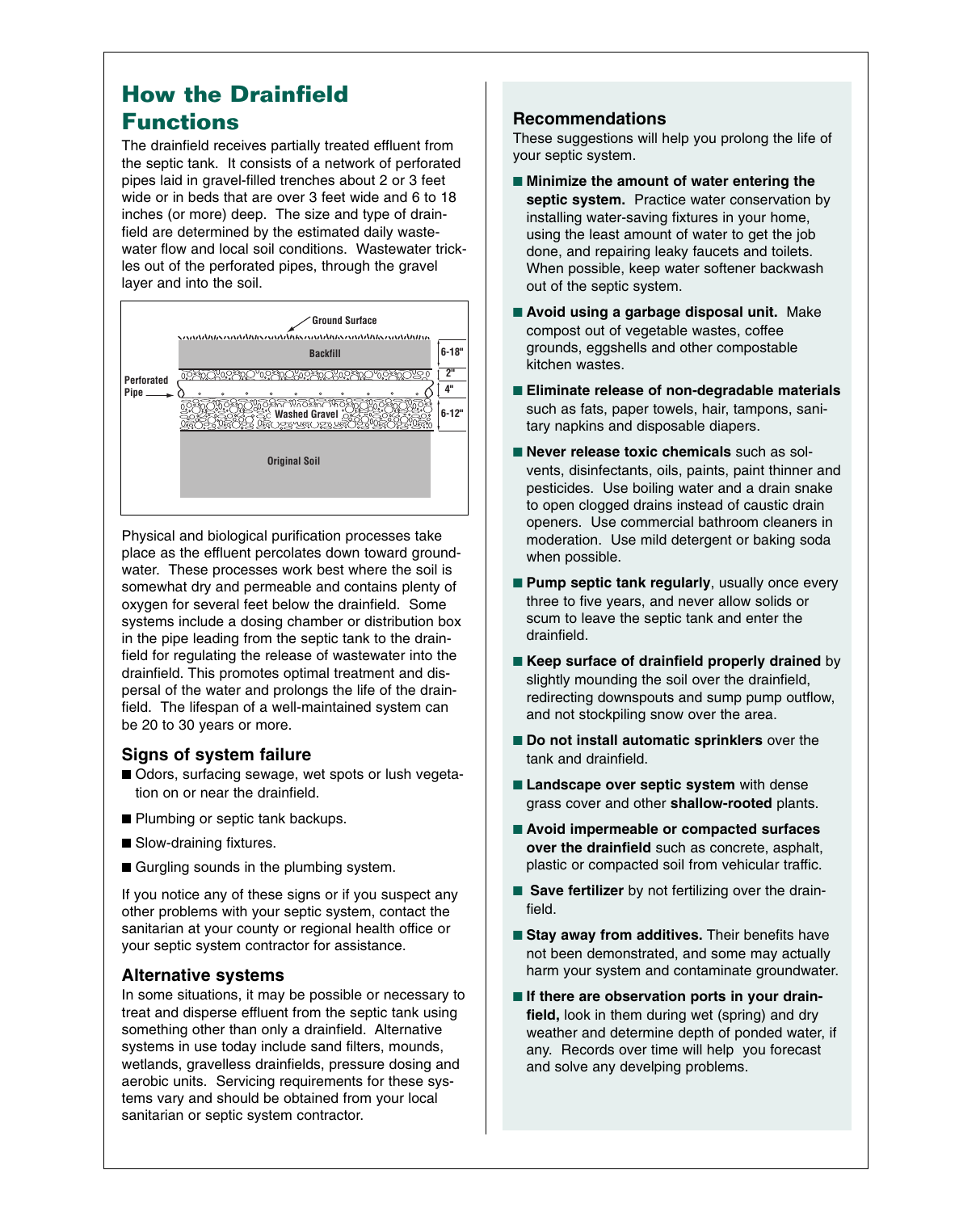## How the Drainfield Functions

The drainfield receives partially treated effluent from the septic tank. It consists of a network of perforated pipes laid in gravel-filled trenches about 2 or 3 feet wide or in beds that are over 3 feet wide and 6 to 18 inches (or more) deep. The size and type of drainfield are determined by the estimated daily wastewater flow and local soil conditions. Wastewater trickles out of the perforated pipes, through the gravel layer and into the soil.

Physical and biological purification processes take place as the effluent percolates down toward groundwater. These processes work best where the soil is somewhat dry and permeable and contains plenty of oxygen for several feet below the drainfield. Some systems include a dosing chamber or distribution box in the pipe leading from the septic tank to the drainfield for regulating the release of wastewater into the drainfield. This promotes optimal treatment and dispersal of the water and prolongs the life of the drainfield. The lifespan of a well-maintained system can be 20 to 30 years or more.

### Signs of system failure

- Odors, surfacing sewage, wet spots or lush vegetation on or near the drainfield.
- Plumbing or septic tank backups.
- Slow-draining fixtures.
- Gurgling sounds in the plumbing system.

If you notice any of these signs or if you suspect any other problems with your septic system, contact the sanitarian at your county or regional health office or your septic system contractor for assistance.

### Alternative systems

In some situations, it may be possible or necessary to treat and disperse effluent from the septic tank using something other than only a drainfield. Alternative systems in use today include sand filters, mounds, wetlands, gravelless drainfields, pressure dosing and aerobic units. Servicing requirements for these systems vary and should be obtained from your local sanitarian or septic system contractor.

### Recommendations

These suggestions will help you prolong the life of your septic system.

- **Minimize the amount of water entering the septic system.** Practice water conservation by installing water-saving fixtures in your home, using the least amount of water to get the job done, and repairing leaky faucets and toilets. When possible, keep water softener backwash out of the septic system.
- **Avoid using a garbage disposal unit.** Make compost out of vegetable wastes, coffee grounds, eggshells and other compostable kitchen wastes.
- **Eliminate release of non-degradable materials** such as fats, paper towels, hair, tampons, sanitary napkins and disposable diapers.
- **Never release toxic chemicals** such as solvents, disinfectants, oils, paints, paint thinner and pesticides. Use boiling water and a drain snake to open clogged drains instead of caustic drain openers. Use commercial bathroom cleaners in moderation. Use mild detergent or baking soda when possible.
- **Pump septic tank regularly**, usually once every three to five years, and never allow solids or scum to leave the septic tank and enter the drainfield.
- **Keep surface of drainfield properly drained** by slightly mounding the soil over the drainfield, redirecting downspouts and sump pump outflow, and not stockpiling snow over the area.
- **Do not install automatic sprinklers** over the tank and drainfield.
- **Landscape over septic system** with dense grass cover and other **shallow-rooted** plants.
- **Avoid impermeable or compacted surfaces over the drainfield** such as concrete, asphalt, plastic or compacted soil from vehicular traffic.
- **Save fertilizer** by not fertilizing over the drainfield.
- **Stay away from additives.** Their benefits have not been demonstrated, and some may actually harm your system and contaminate groundwater.
- **If there are observation ports in your drainfield,** look in them during wet (spring) and dry weather and determine depth of ponded water, if any. Records over time will help you forecast and solve any develping problems.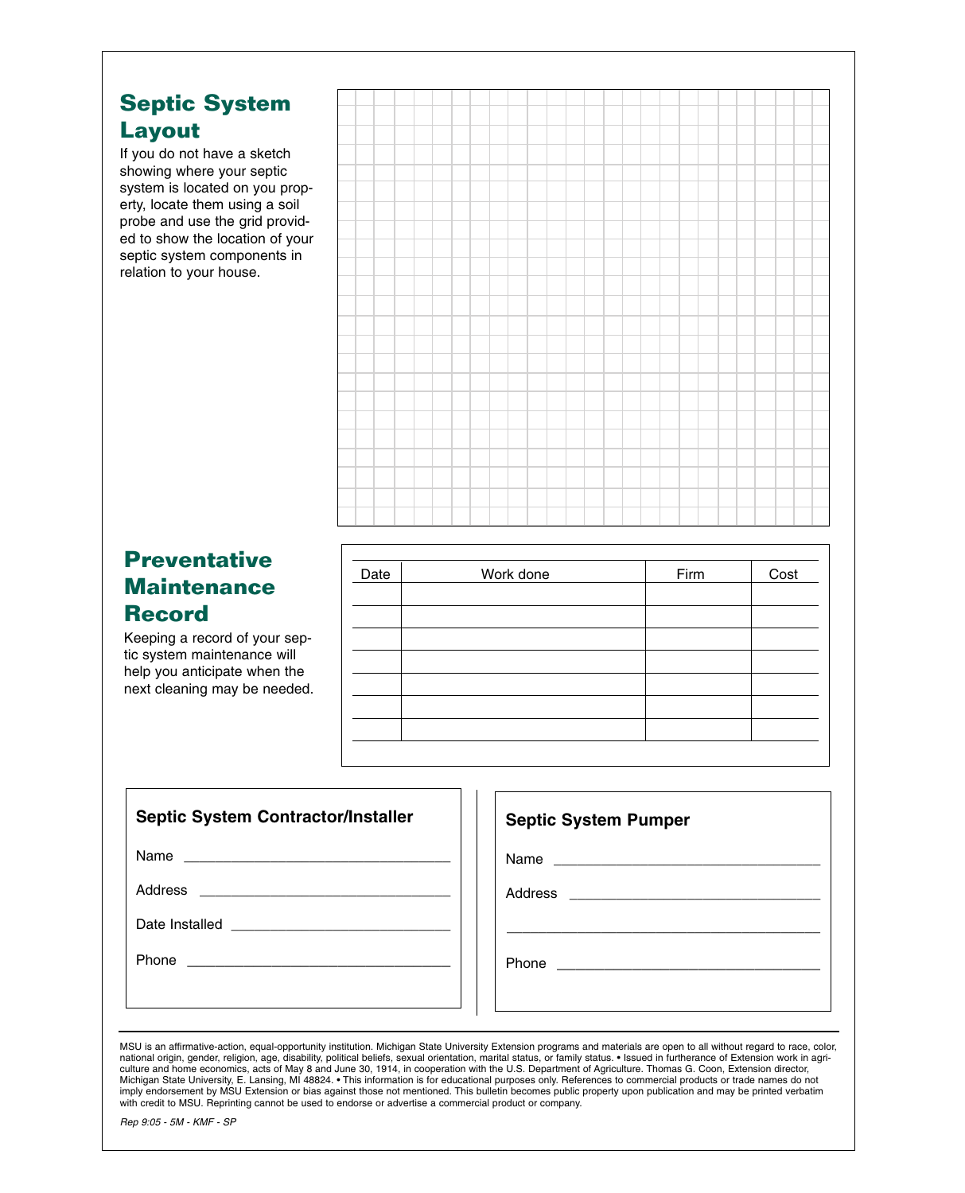## Septic System Layout

If you do not have a sketch showing where your septic system is located on you property, locate them using a soil probe and use the grid provided to show the location of your septic system components in relation to your house.

## Preventative Maintenance Record

Keeping a record of your septic system maintenance will help you anticipate when the next cleaning may be needed.

| Date | Work done | Firm | Cost |
|---|---|---|---|
| | | | |
| | | | |
| | | | |
| | | | |
| | | | |
| | | | |
| | | | |

### Septic System Contractor/Installer

Name ___________________________________

Address ________________________________

Date Installed ____________________________

Phone __________________________________

### Septic System Pumper

Name ___________________________________

Address ________________________________

_______________________________________

Phone __________________________________

MSU is an affirmative-action, equal-opportunity institution. Michigan State University Extension programs and materials are open to all without regard to race, color, national origin, gender, religion, age, disability, political beliefs, sexual orientation, marital status, or family status. • Issued in furtherance of Extension work in agriculture and home economics, acts of May 8 and June 30, 1914, in cooperation with the U.S. Department of Agriculture. Thomas G. Coon, Extension director, Michigan State University, E. Lansing, MI 48824. • This information is for educational purposes only. References to commercial products or trade names do not imply endorsement by MSU Extension or bias against those not mentioned. This bulletin becomes public property upon publication and may be printed verbatim with credit to MSU. Reprinting cannot be used to endorse or advertise a commercial product or company.

*Rep 9:05 - 5M - KMF - SP*